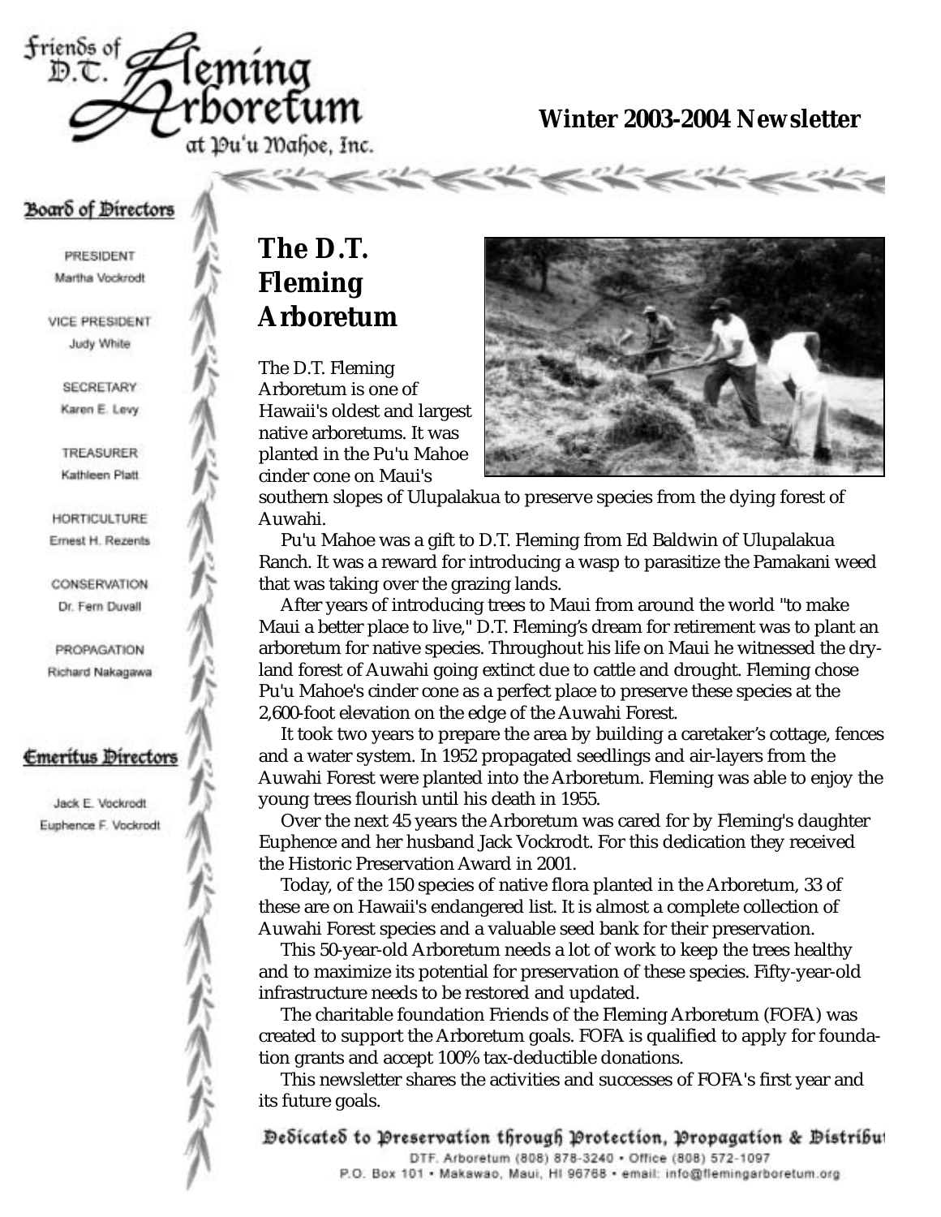# Friends of D.T. Fleming Arboretum at Pu'u Mahoe, Inc.

**Winter 2003-2004 Newsletter**

## Board of Directors

PRESIDENT
Martha Vockrodt

VICE PRESIDENT
Judy White

SECRETARY
Karen E. Levy

TREASURER
Kathleen Platt

HORTICULTURE
Ernest H. Rezents

CONSERVATION
Dr. Fern Duvall

PROPAGATION
Richard Nakagawa

## Emeritus Directors

Jack E. Vockrodt
Euphence F. Vockrodt

# The D.T. Fleming Arboretum

The D.T. Fleming Arboretum is one of Hawaii's oldest and largest native arboretums. It was planted in the Pu'u Mahoe cinder cone on Maui's southern slopes of Ulupalakua to preserve species from the dying forest of Auwahi.

Pu'u Mahoe was a gift to D.T. Fleming from Ed Baldwin of Ulupalakua Ranch. It was a reward for introducing a wasp to parasitize the Pamakani weed that was taking over the grazing lands.

After years of introducing trees to Maui from around the world "to make Maui a better place to live," D.T. Fleming's dream for retirement was to plant an arboretum for native species. Throughout his life on Maui he witnessed the dry-land forest of Auwahi going extinct due to cattle and drought. Fleming chose Pu'u Mahoe's cinder cone as a perfect place to preserve these species at the 2,600-foot elevation on the edge of the Auwahi Forest.

It took two years to prepare the area by building a caretaker's cottage, fences and a water system. In 1952 propagated seedlings and air-layers from the Auwahi Forest were planted into the Arboretum. Fleming was able to enjoy the young trees flourish until his death in 1955.

Over the next 45 years the Arboretum was cared for by Fleming's daughter Euphence and her husband Jack Vockrodt. For this dedication they received the Historic Preservation Award in 2001.

Today, of the 150 species of native flora planted in the Arboretum, 33 of these are on Hawaii's endangered list. It is almost a complete collection of Auwahi Forest species and a valuable seed bank for their preservation.

This 50-year-old Arboretum needs a lot of work to keep the trees healthy and to maximize its potential for preservation of these species. Fifty-year-old infrastructure needs to be restored and updated.

The charitable foundation Friends of the Fleming Arboretum (FOFA) was created to support the Arboretum goals. FOFA is qualified to apply for foundation grants and accept 100% tax-deductible donations.

This newsletter shares the activities and successes of FOFA's first year and its future goals.

Dedicated to Preservation through Protection, Propagation & Distribut

DTF. Arboretum (808) 878-3240 • Office (808) 572-1097
P.O. Box 101 • Makawao, Maui, HI 96768 • email: info@flemingarboretum.org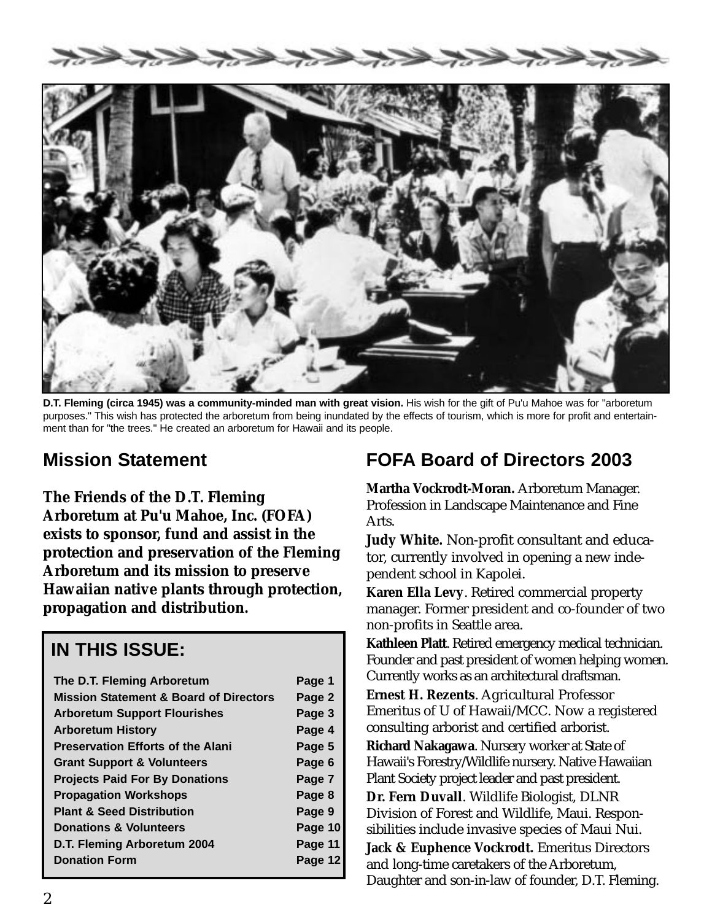**D.T. Fleming (circa 1945) was a community-minded man with great vision.** His wish for the gift of Pu'u Mahoe was for "arboretum purposes." This wish has protected the arboretum from being inundated by the effects of tourism, which is more for profit and entertainment than for "the trees." He created an arboretum for Hawaii and its people.

## Mission Statement

**The Friends of the D.T. Fleming Arboretum at Pu'u Mahoe, Inc. (FOFA) exists to sponsor, fund and assist in the protection and preservation of the Fleming Arboretum and its mission to preserve Hawaiian native plants through protection, propagation and distribution.**

## IN THIS ISSUE:

| | |
|---|---|
| **The D.T. Fleming Arboretum** | **Page 1** |
| **Mission Statement & Board of Directors** | **Page 2** |
| **Arboretum Support Flourishes** | **Page 3** |
| **Arboretum History** | **Page 4** |
| **Preservation Efforts of the Alani** | **Page 5** |
| **Grant Support & Volunteers** | **Page 6** |
| **Projects Paid For By Donations** | **Page 7** |
| **Propagation Workshops** | **Page 8** |
| **Plant & Seed Distribution** | **Page 9** |
| **Donations & Volunteers** | **Page 10** |
| **D.T. Fleming Arboretum 2004** | **Page 11** |
| **Donation Form** | **Page 12** |

## FOFA Board of Directors 2003

**Martha Vockrodt-Moran.** Arboretum Manager. Profession in Landscape Maintenance and Fine Arts.

**Judy White.** Non-profit consultant and educator, currently involved in opening a new independent school in Kapolei.

**Karen Ella Levy**. Retired commercial property manager. Former president and co-founder of two non-profits in Seattle area.

**Kathleen Platt**. Retired emergency medical technician. Founder and past president of women helping women. Currently works as an architectural draftsman.

**Ernest H. Rezents**. Agricultural Professor Emeritus of U of Hawaii/MCC. Now a registered consulting arborist and certified arborist.

**Richard Nakagawa**. Nursery worker at State of Hawaii's Forestry/Wildlife nursery. Native Hawaiian Plant Society project leader and past president.

**Dr. Fern Duvall**. Wildlife Biologist, DLNR Division of Forest and Wildlife, Maui. Responsibilities include invasive species of Maui Nui.

**Jack & Euphence Vockrodt.** Emeritus Directors and long-time caretakers of the Arboretum, Daughter and son-in-law of founder, D.T. Fleming.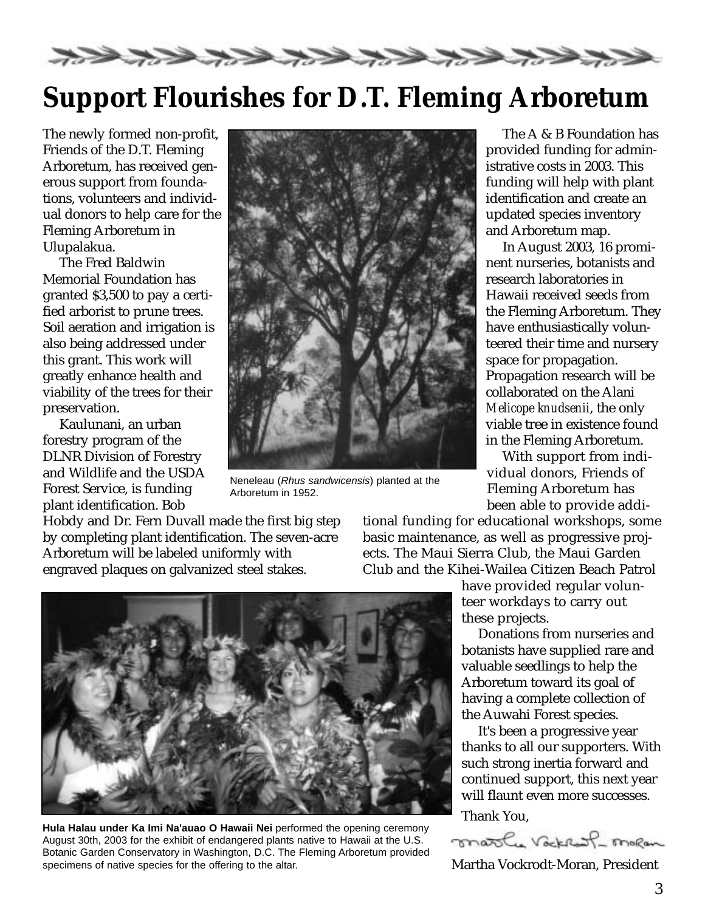# Support Flourishes for D.T. Fleming Arboretum

The newly formed non-profit, Friends of the D.T. Fleming Arboretum, has received generous support from foundations, volunteers and individual donors to help care for the Fleming Arboretum in Ulupalakua.

The Fred Baldwin Memorial Foundation has granted $3,500 to pay a certified arborist to prune trees. Soil aeration and irrigation is also being addressed under this grant. This work will greatly enhance health and viability of the trees for their preservation.

Kaulunani, an urban forestry program of the DLNR Division of Forestry and Wildlife and the USDA Forest Service, is funding plant identification. Bob Hobdy and Dr. Fern Duvall made the first big step by completing plant identification. The seven-acre Arboretum will be labeled uniformly with engraved plaques on galvanized steel stakes.

Neneleau (*Rhus sandwicensis*) planted at the Arboretum in 1952.

The A & B Foundation has provided funding for administrative costs in 2003. This funding will help with plant identification and create an updated species inventory and Arboretum map.

In August 2003, 16 prominent nurseries, botanists and research laboratories in Hawaii received seeds from the Fleming Arboretum. They have enthusiastically volunteered their time and nursery space for propagation. Propagation research will be collaborated on the Alani *Melicope knudsenii*, the only viable tree in existence found in the Fleming Arboretum.

With support from individual donors, Friends of Fleming Arboretum has been able to provide additional funding for educational workshops, some basic maintenance, as well as progressive projects. The Maui Sierra Club, the Maui Garden Club and the Kihei-Wailea Citizen Beach Patrol have provided regular volunteer workdays to carry out these projects.

Donations from nurseries and botanists have supplied rare and valuable seedlings to help the Arboretum toward its goal of having a complete collection of the Auwahi Forest species.

It's been a progressive year thanks to all our supporters. With such strong inertia forward and continued support, this next year will flaunt even more successes.

Thank You,

Martha Vockrodt-Moran, President

**Hula Halau under Ka Imi Na'auao O Hawaii Nei** performed the opening ceremony August 30th, 2003 for the exhibit of endangered plants native to Hawaii at the U.S. Botanic Garden Conservatory in Washington, D.C. The Fleming Arboretum provided specimens of native species for the offering to the altar.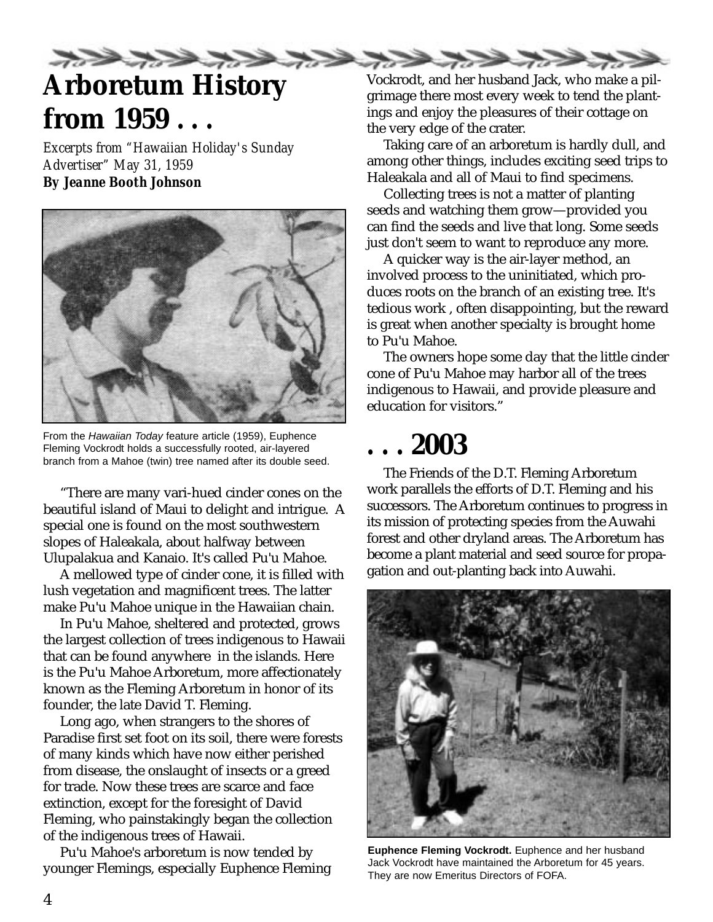# Arboretum History from 1959 . . .

*Excerpts from "Hawaiian Holiday's Sunday Advertiser" May 31, 1959*
***By Jeanne Booth Johnson***

From the *Hawaiian Today* feature article (1959), Euphence Fleming Vockrodt holds a successfully rooted, air-layered branch from a Mahoe (twin) tree named after its double seed.

"There are many vari-hued cinder cones on the beautiful island of Maui to delight and intrigue. A special one is found on the most southwestern slopes of Haleakala, about halfway between Ulupalakua and Kanaio. It's called Pu'u Mahoe.

A mellowed type of cinder cone, it is filled with lush vegetation and magnificent trees. The latter make Pu'u Mahoe unique in the Hawaiian chain.

In Pu'u Mahoe, sheltered and protected, grows the largest collection of trees indigenous to Hawaii that can be found anywhere in the islands. Here is the Pu'u Mahoe Arboretum, more affectionately known as the Fleming Arboretum in honor of its founder, the late David T. Fleming.

Long ago, when strangers to the shores of Paradise first set foot on its soil, there were forests of many kinds which have now either perished from disease, the onslaught of insects or a greed for trade. Now these trees are scarce and face extinction, except for the foresight of David Fleming, who painstakingly began the collection of the indigenous trees of Hawaii.

Pu'u Mahoe's arboretum is now tended by younger Flemings, especially Euphence Fleming Vockrodt, and her husband Jack, who make a pilgrimage there most every week to tend the plantings and enjoy the pleasures of their cottage on the very edge of the crater.

Taking care of an arboretum is hardly dull, and among other things, includes exciting seed trips to Haleakala and all of Maui to find specimens.

Collecting trees is not a matter of planting seeds and watching them grow—provided you can find the seeds and live that long. Some seeds just don't seem to want to reproduce any more.

A quicker way is the air-layer method, an involved process to the uninitiated, which produces roots on the branch of an existing tree. It's tedious work , often disappointing, but the reward is great when another specialty is brought home to Pu'u Mahoe.

The owners hope some day that the little cinder cone of Pu'u Mahoe may harbor all of the trees indigenous to Hawaii, and provide pleasure and education for visitors."

# . . . 2003

The Friends of the D.T. Fleming Arboretum work parallels the efforts of D.T. Fleming and his successors. The Arboretum continues to progress in its mission of protecting species from the Auwahi forest and other dryland areas. The Arboretum has become a plant material and seed source for propagation and out-planting back into Auwahi.

**Euphence Fleming Vockrodt.** Euphence and her husband Jack Vockrodt have maintained the Arboretum for 45 years. They are now Emeritus Directors of FOFA.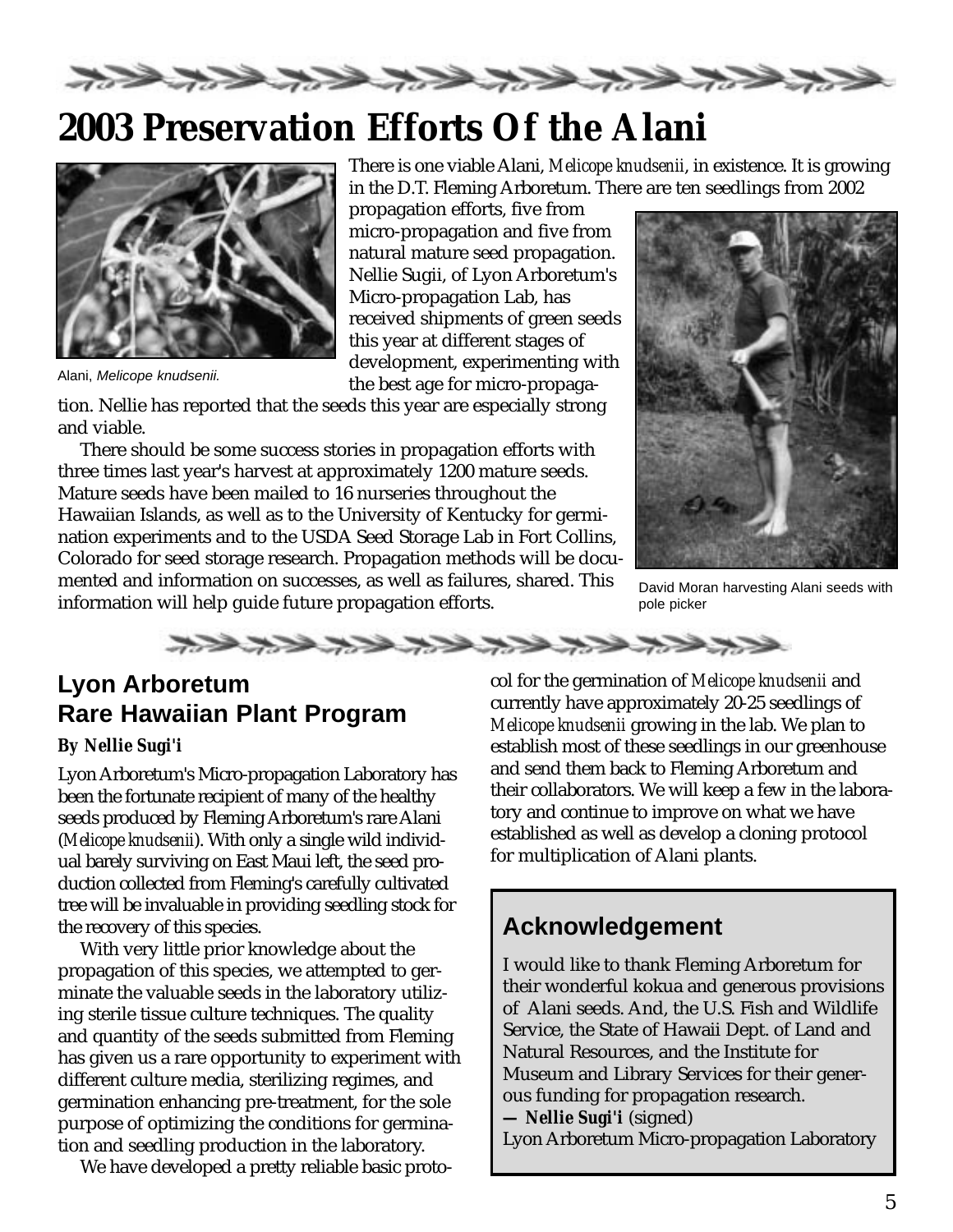# 2003 Preservation Efforts Of the Alani

Alani, *Melicope knudsenii.*

There is one viable Alani, *Melicope knudsenii*, in existence. It is growing in the D.T. Fleming Arboretum. There are ten seedlings from 2002 propagation efforts, five from micro-propagation and five from natural mature seed propagation. Nellie Sugii, of Lyon Arboretum's Micro-propagation Lab, has received shipments of green seeds this year at different stages of development, experimenting with the best age for micro-propagation. Nellie has reported that the seeds this year are especially strong and viable.

There should be some success stories in propagation efforts with three times last year's harvest at approximately 1200 mature seeds. Mature seeds have been mailed to 16 nurseries throughout the Hawaiian Islands, as well as to the University of Kentucky for germination experiments and to the USDA Seed Storage Lab in Fort Collins, Colorado for seed storage research. Propagation methods will be documented and information on successes, as well as failures, shared. This information will help guide future propagation efforts.

David Moran harvesting Alani seeds with pole picker

## Lyon Arboretum Rare Hawaiian Plant Program

***By Nellie Sugi'i***

Lyon Arboretum's Micro-propagation Laboratory has been the fortunate recipient of many of the healthy seeds produced by Fleming Arboretum's rare Alani (*Melicope knudsenii*). With only a single wild individual barely surviving on East Maui left, the seed production collected from Fleming's carefully cultivated tree will be invaluable in providing seedling stock for the recovery of this species.

With very little prior knowledge about the propagation of this species, we attempted to germinate the valuable seeds in the laboratory utilizing sterile tissue culture techniques. The quality and quantity of the seeds submitted from Fleming has given us a rare opportunity to experiment with different culture media, sterilizing regimes, and germination enhancing pre-treatment, for the sole purpose of optimizing the conditions for germination and seedling production in the laboratory.

We have developed a pretty reliable basic protocol for the germination of *Melicope knudsenii* and currently have approximately 20-25 seedlings of *Melicope knudsenii* growing in the lab. We plan to establish most of these seedlings in our greenhouse and send them back to Fleming Arboretum and their collaborators. We will keep a few in the laboratory and continue to improve on what we have established as well as develop a cloning protocol for multiplication of Alani plants.

## Acknowledgement

I would like to thank Fleming Arboretum for their wonderful kokua and generous provisions of Alani seeds. And, the U.S. Fish and Wildlife Service, the State of Hawaii Dept. of Land and Natural Resources, and the Institute for Museum and Library Services for their generous funding for propagation research.

**— Nellie Sugi'i** (signed)
Lyon Arboretum Micro-propagation Laboratory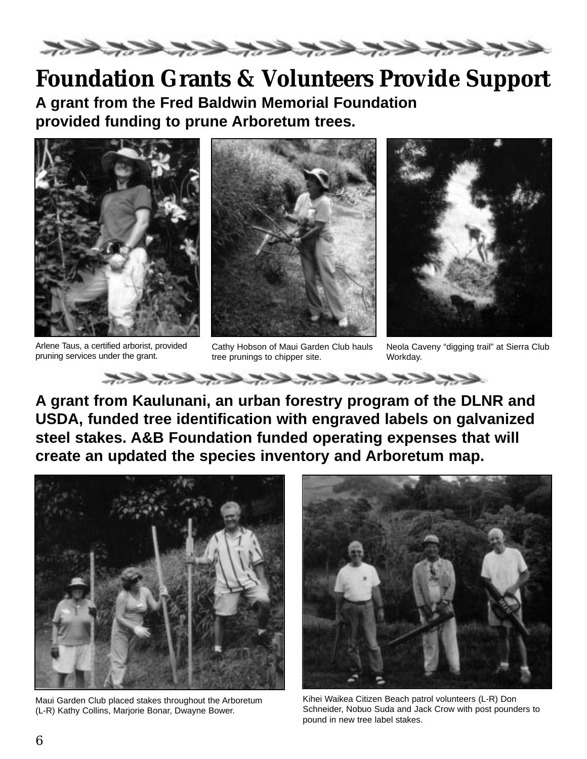# Foundation Grants & Volunteers Provide Support

**A grant from the Fred Baldwin Memorial Foundation provided funding to prune Arboretum trees.**

Arlene Taus, a certified arborist, provided pruning services under the grant.

Cathy Hobson of Maui Garden Club hauls tree prunings to chipper site.

Neola Caveny "digging trail" at Sierra Club Workday.

**A grant from Kaulunani, an urban forestry program of the DLNR and USDA, funded tree identification with engraved labels on galvanized steel stakes. A&B Foundation funded operating expenses that will create an updated the species inventory and Arboretum map.**

Maui Garden Club placed stakes throughout the Arboretum (L-R) Kathy Collins, Marjorie Bonar, Dwayne Bower.

Kihei Waikea Citizen Beach patrol volunteers (L-R) Don Schneider, Nobuo Suda and Jack Crow with post pounders to pound in new tree label stakes.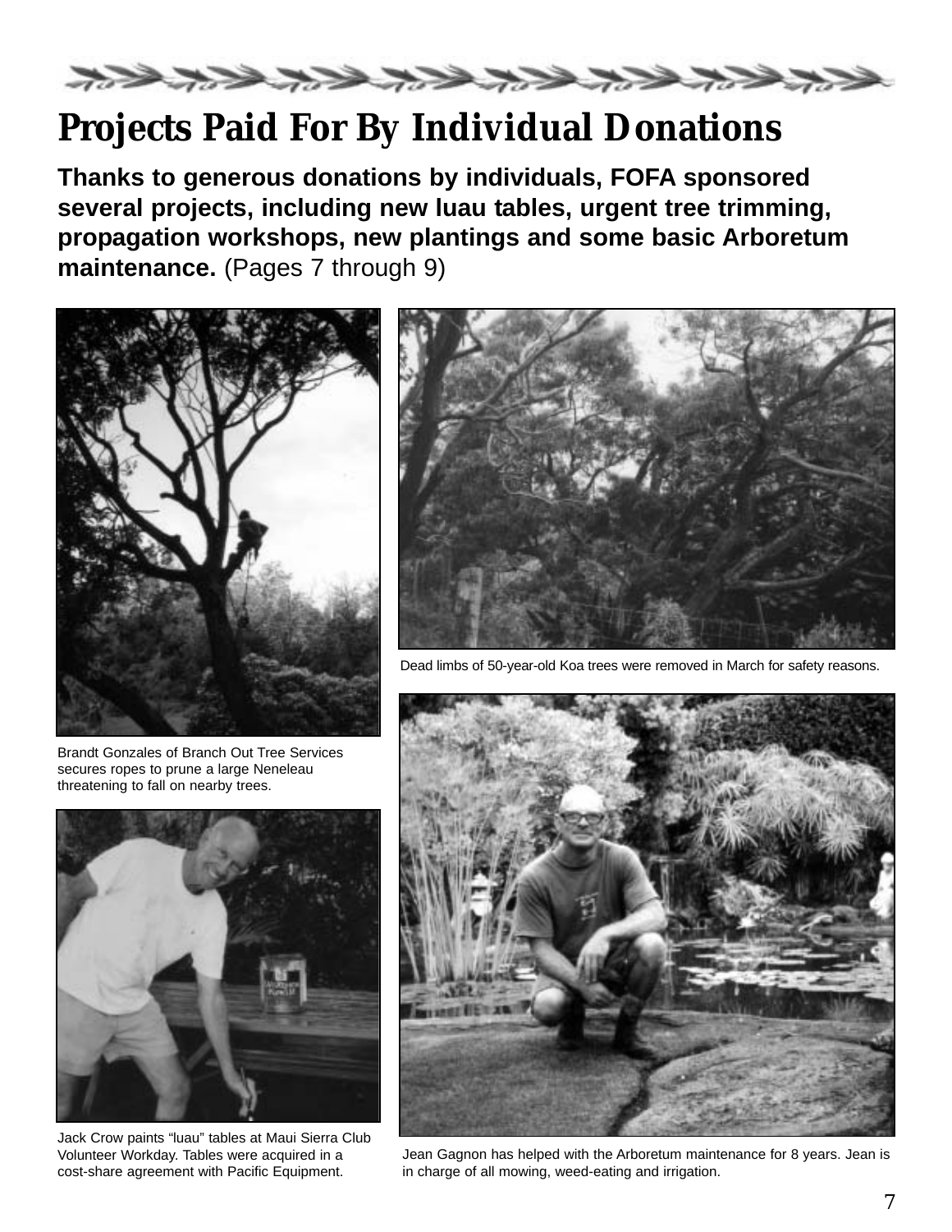# Projects Paid For By Individual Donations

**Thanks to generous donations by individuals, FOFA sponsored several projects, including new luau tables, urgent tree trimming, propagation workshops, new plantings and some basic Arboretum maintenance.** (Pages 7 through 9)

Brandt Gonzales of Branch Out Tree Services secures ropes to prune a large Neneleau threatening to fall on nearby trees.

Dead limbs of 50-year-old Koa trees were removed in March for safety reasons.

Jack Crow paints "luau" tables at Maui Sierra Club Volunteer Workday. Tables were acquired in a cost-share agreement with Pacific Equipment.

Jean Gagnon has helped with the Arboretum maintenance for 8 years. Jean is in charge of all mowing, weed-eating and irrigation.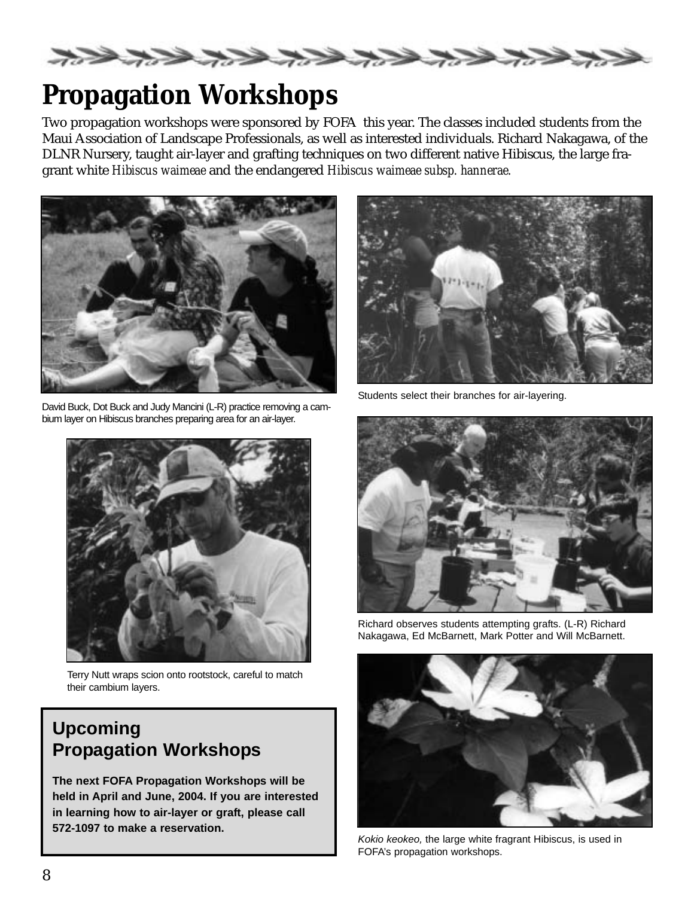# Propagation Workshops

Two propagation workshops were sponsored by FOFA this year. The classes included students from the Maui Association of Landscape Professionals, as well as interested individuals. Richard Nakagawa, of the DLNR Nursery, taught air-layer and grafting techniques on two different native Hibiscus, the large fragrant white *Hibiscus waimeae* and the endangered *Hibiscus waimeae subsp. hannerae.*

David Buck, Dot Buck and Judy Mancini (L-R) practice removing a cambium layer on Hibiscus branches preparing area for an air-layer.

Students select their branches for air-layering.

Terry Nutt wraps scion onto rootstock, careful to match their cambium layers.

Richard observes students attempting grafts. (L-R) Richard Nakagawa, Ed McBarnett, Mark Potter and Will McBarnett.

## Upcoming Propagation Workshops

**The next FOFA Propagation Workshops will be held in April and June, 2004. If you are interested in learning how to air-layer or graft, please call 572-1097 to make a reservation.**

*Kokio keokeo,* the large white fragrant Hibiscus, is used in FOFA's propagation workshops.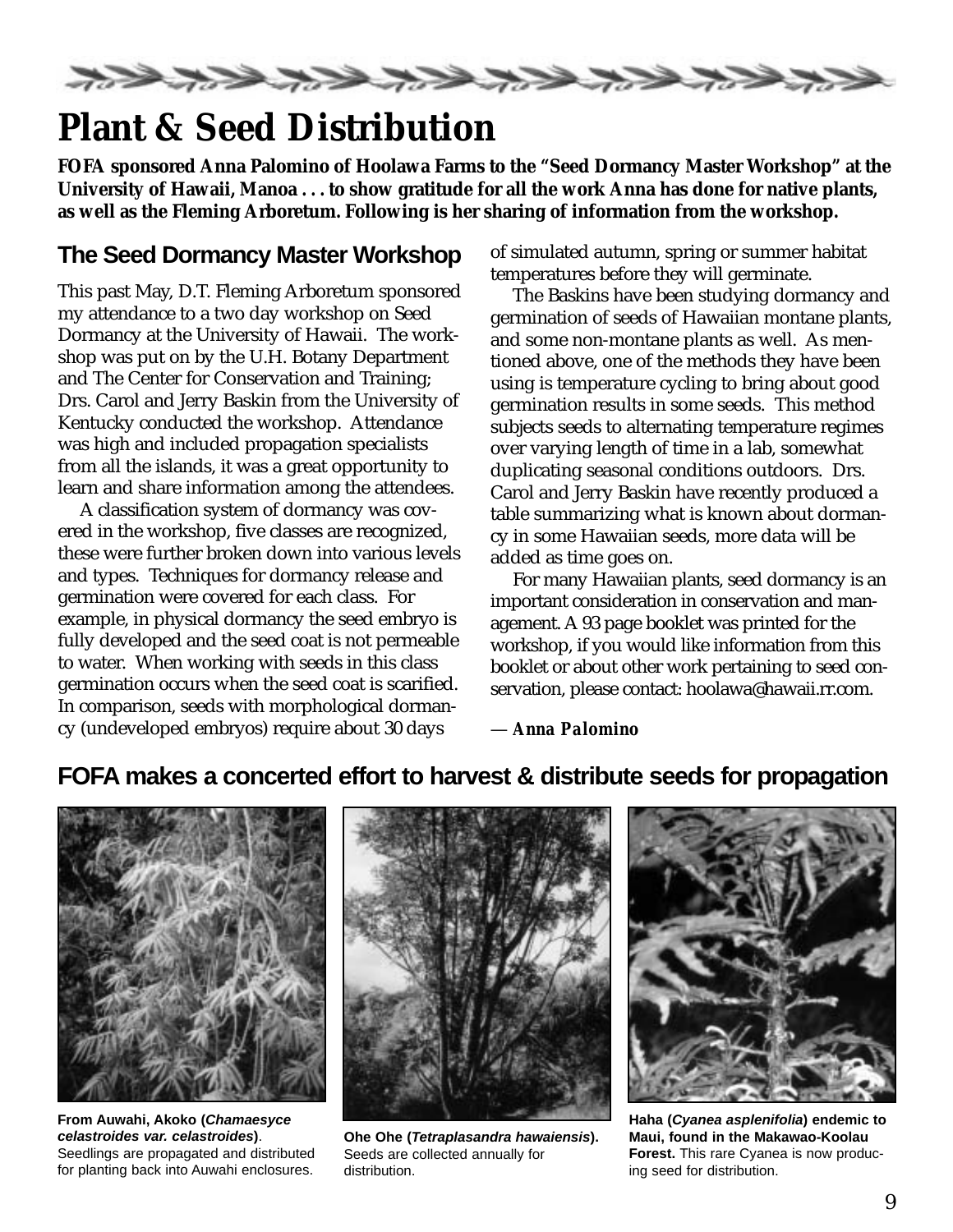# Plant & Seed Distribution

**FOFA sponsored Anna Palomino of Hoolawa Farms to the "Seed Dormancy Master Workshop" at the University of Hawaii, Manoa . . . to show gratitude for all the work Anna has done for native plants, as well as the Fleming Arboretum. Following is her sharing of information from the workshop.**

## The Seed Dormancy Master Workshop

This past May, D.T. Fleming Arboretum sponsored my attendance to a two day workshop on Seed Dormancy at the University of Hawaii. The workshop was put on by the U.H. Botany Department and The Center for Conservation and Training; Drs. Carol and Jerry Baskin from the University of Kentucky conducted the workshop. Attendance was high and included propagation specialists from all the islands, it was a great opportunity to learn and share information among the attendees.

A classification system of dormancy was covered in the workshop, five classes are recognized, these were further broken down into various levels and types. Techniques for dormancy release and germination were covered for each class. For example, in physical dormancy the seed embryo is fully developed and the seed coat is not permeable to water. When working with seeds in this class germination occurs when the seed coat is scarified. In comparison, seeds with morphological dormancy (undeveloped embryos) require about 30 days of simulated autumn, spring or summer habitat temperatures before they will germinate.

The Baskins have been studying dormancy and germination of seeds of Hawaiian montane plants, and some non-montane plants as well. As mentioned above, one of the methods they have been using is temperature cycling to bring about good germination results in some seeds. This method subjects seeds to alternating temperature regimes over varying length of time in a lab, somewhat duplicating seasonal conditions outdoors. Drs. Carol and Jerry Baskin have recently produced a table summarizing what is known about dormancy in some Hawaiian seeds, more data will be added as time goes on.

For many Hawaiian plants, seed dormancy is an important consideration in conservation and management. A 93 page booklet was printed for the workshop, if you would like information from this booklet or about other work pertaining to seed conservation, please contact: hoolawa@hawaii.rr.com.

*— Anna Palomino*

## FOFA makes a concerted effort to harvest & distribute seeds for propagation

**From Auwahi, Akoko (*Chamaesyce celastroides var. celastroides*)**. Seedlings are propagated and distributed for planting back into Auwahi enclosures.

**Ohe Ohe (*Tetraplasandra hawaiensis*).** Seeds are collected annually for distribution.

**Haha (*Cyanea asplenifolia*) endemic to Maui, found in the Makawao-Koolau Forest.** This rare Cyanea is now producing seed for distribution.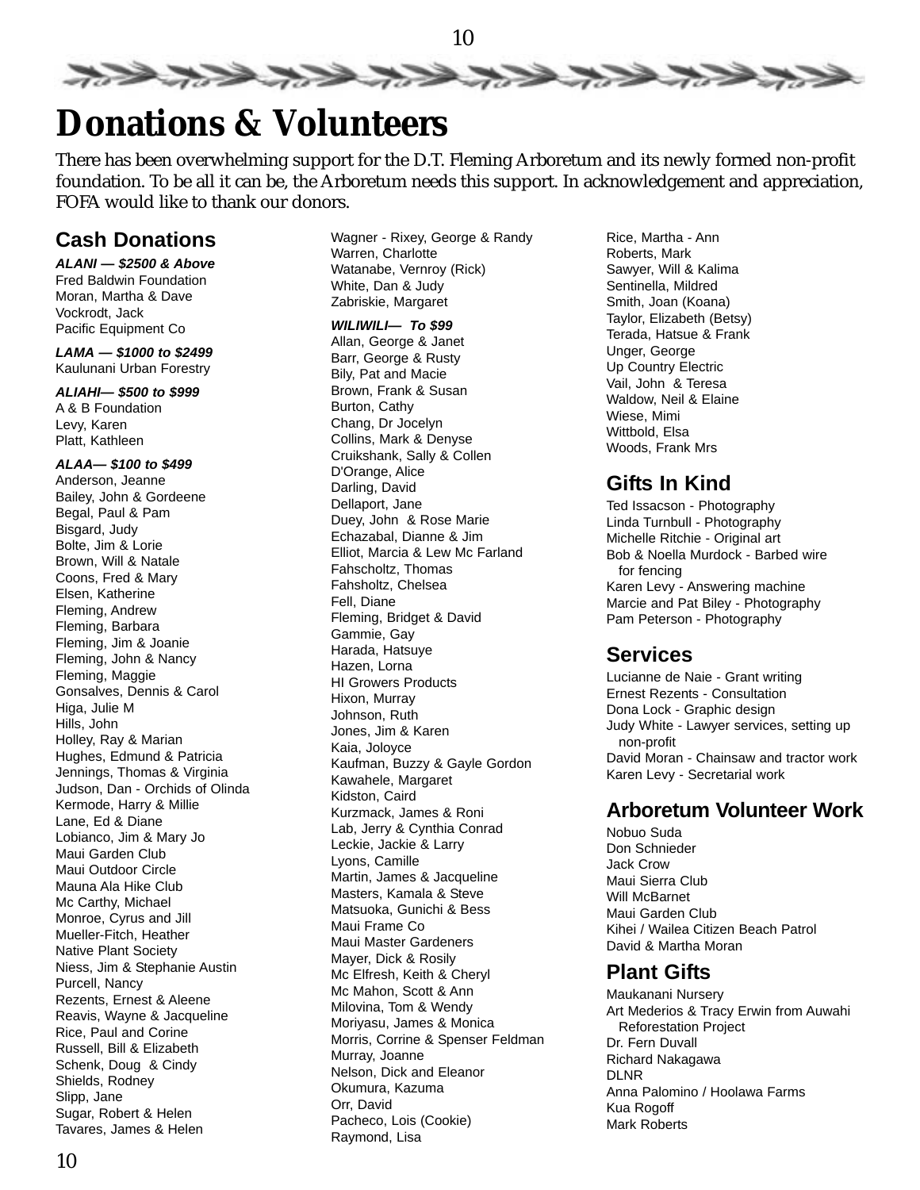# Donations & Volunteers

There has been overwhelming support for the D.T. Fleming Arboretum and its newly formed non-profit foundation. To be all it can be, the Arboretum needs this support. In acknowledgement and appreciation, FOFA would like to thank our donors.

## Cash Donations

***ALANI — $2500 & Above***

Fred Baldwin Foundation
Moran, Martha & Dave
Vockrodt, Jack
Pacific Equipment Co

***LAMA — $1000 to $2499***

Kaulunani Urban Forestry

***ALIAHI— $500 to $999***

A & B Foundation
Levy, Karen
Platt, Kathleen

***ALAA— $100 to $499***

Anderson, Jeanne
Bailey, John & Gordeene
Begal, Paul & Pam
Bisgard, Judy
Bolte, Jim & Lorie
Brown, Will & Natale
Coons, Fred & Mary
Elsen, Katherine
Fleming, Andrew
Fleming, Barbara
Fleming, Jim & Joanie
Fleming, John & Nancy
Fleming, Maggie
Gonsalves, Dennis & Carol
Higa, Julie M
Hills, John
Holley, Ray & Marian
Hughes, Edmund & Patricia
Jennings, Thomas & Virginia
Judson, Dan - Orchids of Olinda
Kermode, Harry & Millie
Lane, Ed & Diane
Lobianco, Jim & Mary Jo
Maui Garden Club
Maui Outdoor Circle
Mauna Ala Hike Club
Mc Carthy, Michael
Monroe, Cyrus and Jill
Mueller-Fitch, Heather
Native Plant Society
Niess, Jim & Stephanie Austin
Purcell, Nancy
Rezents, Ernest & Aleene
Reavis, Wayne & Jacqueline
Rice, Paul and Corine
Russell, Bill & Elizabeth
Schenk, Doug & Cindy
Shields, Rodney
Slipp, Jane
Sugar, Robert & Helen
Tavares, James & Helen
Wagner - Rixey, George & Randy
Warren, Charlotte
Watanabe, Vernroy (Rick)
White, Dan & Judy
Zabriskie, Margaret

***WILIWILI— To $99***

Allan, George & Janet
Barr, George & Rusty
Bily, Pat and Macie
Brown, Frank & Susan
Burton, Cathy
Chang, Dr Jocelyn
Collins, Mark & Denyse
Cruikshank, Sally & Collen
D'Orange, Alice
Darling, David
Dellaport, Jane
Duey, John & Rose Marie
Echazabal, Dianne & Jim
Elliot, Marcia & Lew Mc Farland
Fahscholtz, Thomas
Fahsholtz, Chelsea
Fell, Diane
Fleming, Bridget & David
Gammie, Gay
Harada, Hatsuye
Hazen, Lorna
HI Growers Products
Hixon, Murray
Johnson, Ruth
Jones, Jim & Karen
Kaia, Joloyce
Kaufman, Buzzy & Gayle Gordon
Kawahele, Margaret
Kidston, Caird
Kurzmack, James & Roni
Lab, Jerry & Cynthia Conrad
Leckie, Jackie & Larry
Lyons, Camille
Martin, James & Jacqueline
Masters, Kamala & Steve
Matsuoka, Gunichi & Bess
Maui Frame Co
Maui Master Gardeners
Mayer, Dick & Rosily
Mc Elfresh, Keith & Cheryl
Mc Mahon, Scott & Ann
Milovina, Tom & Wendy
Moriyasu, James & Monica
Morris, Corrine & Spenser Feldman
Murray, Joanne
Nelson, Dick and Eleanor
Okumura, Kazuma
Orr, David
Pacheco, Lois (Cookie)
Raymond, Lisa
Rice, Martha - Ann
Roberts, Mark
Sawyer, Will & Kalima
Sentinella, Mildred
Smith, Joan (Koana)
Taylor, Elizabeth (Betsy)
Terada, Hatsue & Frank
Unger, George
Up Country Electric
Vail, John & Teresa
Waldow, Neil & Elaine
Wiese, Mimi
Wittbold, Elsa
Woods, Frank Mrs

## Gifts In Kind

Ted Issacson - Photography
Linda Turnbull - Photography
Michelle Ritchie - Original art
Bob & Noella Murdock - Barbed wire for fencing
Karen Levy - Answering machine
Marcie and Pat Biley - Photography
Pam Peterson - Photography

## Services

Lucianne de Naie - Grant writing
Ernest Rezents - Consultation
Dona Lock - Graphic design
Judy White - Lawyer services, setting up non-profit
David Moran - Chainsaw and tractor work
Karen Levy - Secretarial work

## Arboretum Volunteer Work

Nobuo Suda
Don Schnieder
Jack Crow
Maui Sierra Club
Will McBarnet
Maui Garden Club
Kihei / Wailea Citizen Beach Patrol
David & Martha Moran

## Plant Gifts

Maukanani Nursery
Art Mederios & Tracy Erwin from Auwahi Reforestation Project
Dr. Fern Duvall
Richard Nakagawa
DLNR
Anna Palomino / Hoolawa Farms
Kua Rogoff
Mark Roberts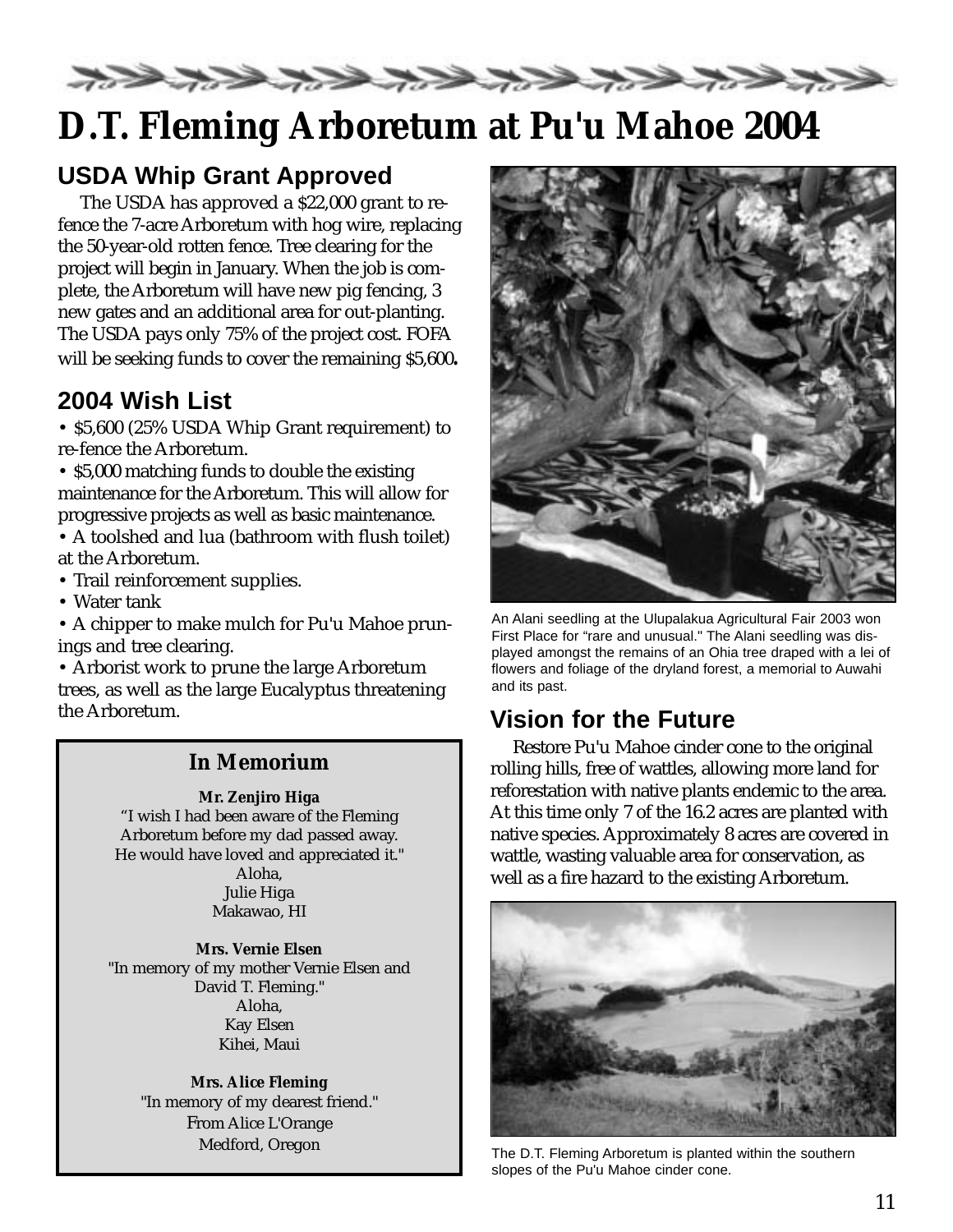# D.T. Fleming Arboretum at Pu'u Mahoe 2004

## USDA Whip Grant Approved

The USDA has approved a $22,000 grant to re-fence the 7-acre Arboretum with hog wire, replacing the 50-year-old rotten fence. Tree clearing for the project will begin in January. When the job is complete, the Arboretum will have new pig fencing, 3 new gates and an additional area for out-planting. The USDA pays only 75% of the project cost. FOFA will be seeking funds to cover the remaining $5,600**.**

## 2004 Wish List

- $5,600 (25% USDA Whip Grant requirement) to re-fence the Arboretum.
- $5,000 matching funds to double the existing maintenance for the Arboretum. This will allow for progressive projects as well as basic maintenance.
- A toolshed and lua (bathroom with flush toilet) at the Arboretum.
- Trail reinforcement supplies.
- Water tank
- A chipper to make mulch for Pu'u Mahoe prunings and tree clearing.
- Arborist work to prune the large Arboretum trees, as well as the large Eucalyptus threatening the Arboretum.

### In Memorium

**Mr. Zenjiro Higa**
"I wish I had been aware of the Fleming Arboretum before my dad passed away. He would have loved and appreciated it."
Aloha,
Julie Higa
Makawao, HI

**Mrs. Vernie Elsen**
"In memory of my mother Vernie Elsen and David T. Fleming."
Aloha,
Kay Elsen
Kihei, Maui

**Mrs. Alice Fleming**
"In memory of my dearest friend."
From Alice L'Orange
Medford, Oregon

An Alani seedling at the Ulupalakua Agricultural Fair 2003 won First Place for "rare and unusual." The Alani seedling was displayed amongst the remains of an Ohia tree draped with a lei of flowers and foliage of the dryland forest, a memorial to Auwahi and its past.

## Vision for the Future

Restore Pu'u Mahoe cinder cone to the original rolling hills, free of wattles, allowing more land for reforestation with native plants endemic to the area. At this time only 7 of the 16.2 acres are planted with native species. Approximately 8 acres are covered in wattle, wasting valuable area for conservation, as well as a fire hazard to the existing Arboretum.

The D.T. Fleming Arboretum is planted within the southern slopes of the Pu'u Mahoe cinder cone.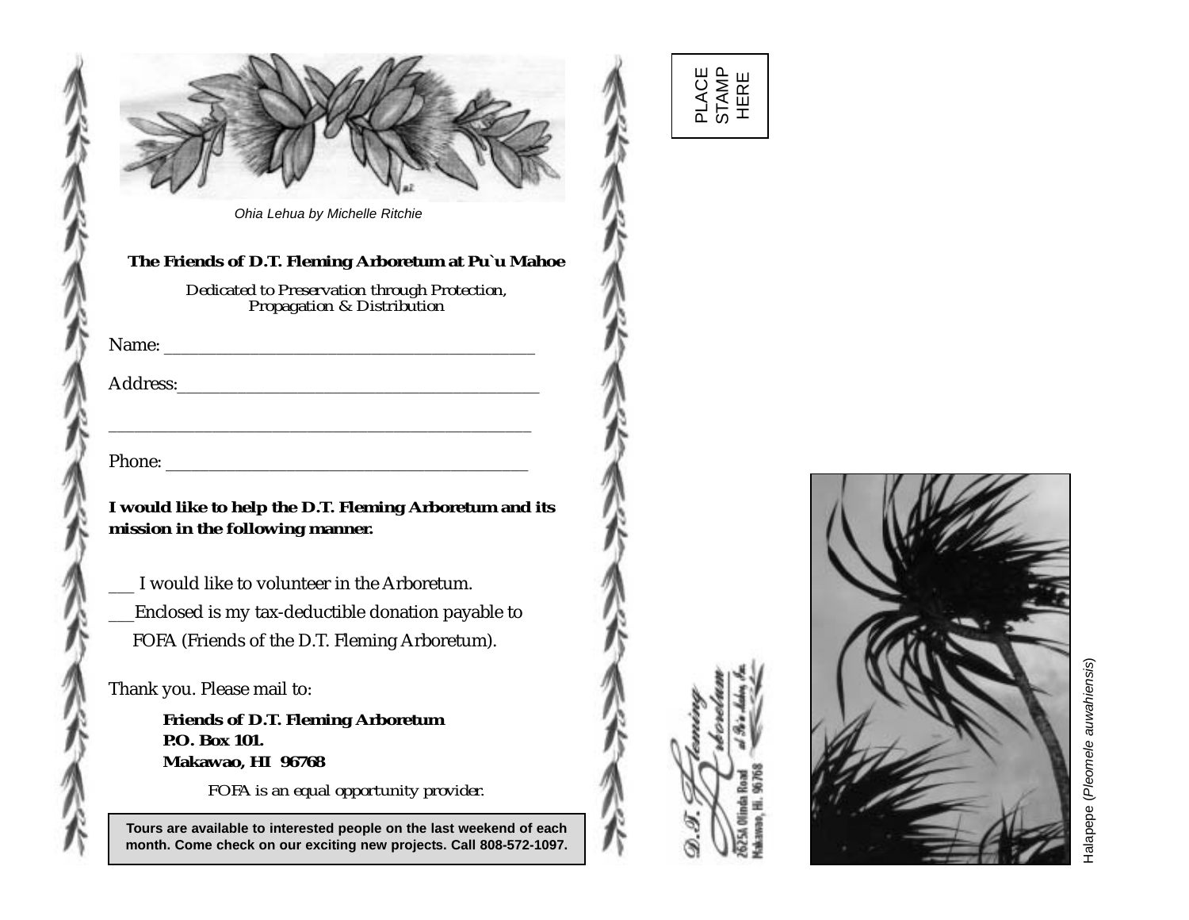*Ohia Lehua by Michelle Ritchie*

**The Friends of D.T. Fleming Arboretum at Pu`u Mahoe**

*Dedicated to Preservation through Protection, Propagation & Distribution*

Name: ________________________________________

Address:______________________________________

______________________________________________

Phone: _______________________________________

**I would like to help the D.T. Fleming Arboretum and its mission in the following manner.**

___ I would like to volunteer in the Arboretum.

___Enclosed is my tax-deductible donation payable to FOFA (Friends of the D.T. Fleming Arboretum).

Thank you. Please mail to:

**Friends of D.T. Fleming Arboretum**
**P.O. Box 101.**
**Makawao, HI 96768**

*FOFA is an equal opportunity provider.*

**Tours are available to interested people on the last weekend of each month. Come check on our exciting new projects. Call 808-572-1097.**

PLACE STAMP HERE

D.T. Fleming Arboretum at Pu`u Mahoe, Inc.
2825A Olinda Road
Makawao, HI. 96768

Halapepe (*Pleomele auwahiensis*)